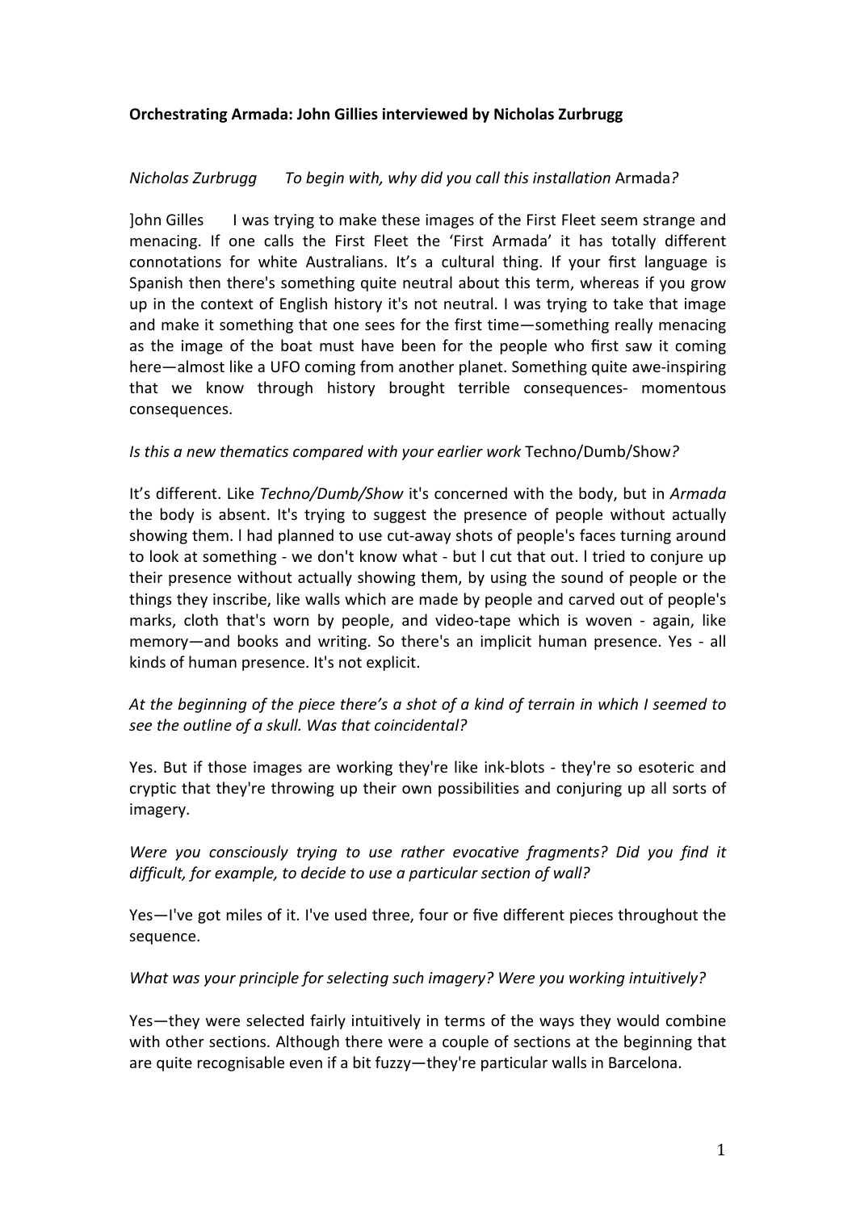**Orchestrating Armada: John Gillies interviewed by Nicholas Zurbrugg**

*Nicholas Zurbrugg  To begin with, why did you call this installation* Armada*?*

]ohn Gilles  I was trying to make these images of the First Fleet seem strange and menacing. If one calls the First Fleet the 'First Armada' it has totally different connotations for white Australians. It's a cultural thing. If your first language is Spanish then there's something quite neutral about this term, whereas if you grow up in the context of English history it's not neutral. I was trying to take that image and make it something that one sees for the first time—something really menacing as the image of the boat must have been for the people who first saw it coming here—almost like a UFO coming from another planet. Something quite awe-inspiring that we know through history brought terrible consequences- momentous consequences.

*Is this a new thematics compared with your earlier work* Techno/Dumb/Show*?*

It's different. Like *Techno/Dumb/Show* it's concerned with the body, but in *Armada* the body is absent. It's trying to suggest the presence of people without actually showing them. l had planned to use cut-away shots of people's faces turning around to look at something - we don't know what - but l cut that out. l tried to conjure up their presence without actually showing them, by using the sound of people or the things they inscribe, like walls which are made by people and carved out of people's marks, cloth that's worn by people, and video-tape which is woven - again, like memory—and books and writing. So there's an implicit human presence. Yes - all kinds of human presence. It's not explicit.

*At the beginning of the piece there's a shot of a kind of terrain in which I seemed to see the outline of a skull. Was that coincidental?*

Yes. But if those images are working they're like ink-blots - they're so esoteric and cryptic that they're throwing up their own possibilities and conjuring up all sorts of imagery.

*Were you consciously trying to use rather evocative fragments? Did you find it difficult, for example, to decide to use a particular section of wall?*

Yes—I've got miles of it. I've used three, four or five different pieces throughout the sequence.

*What was your principle for selecting such imagery? Were you working intuitively?*

Yes—they were selected fairly intuitively in terms of the ways they would combine with other sections. Although there were a couple of sections at the beginning that are quite recognisable even if a bit fuzzy—they're particular walls in Barcelona.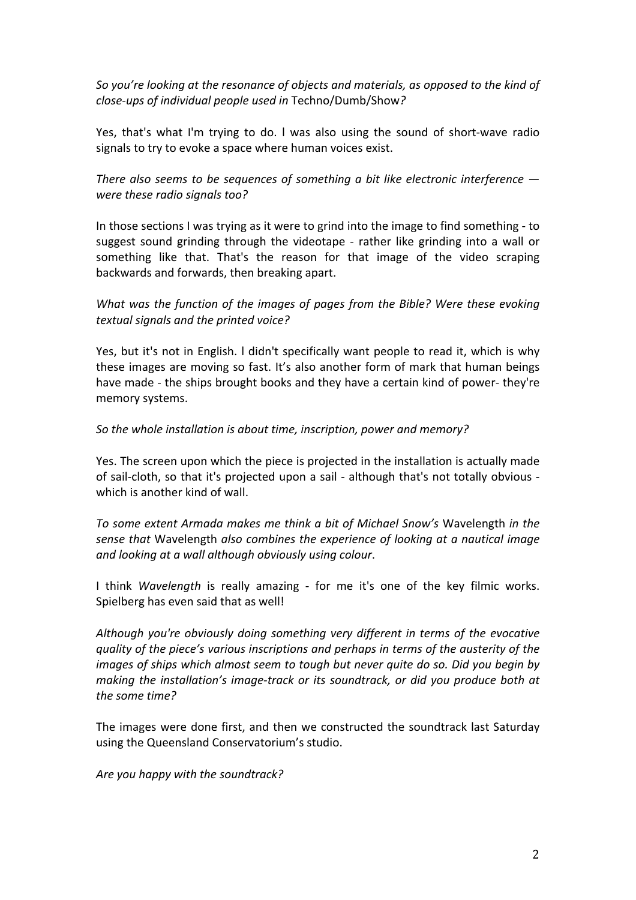*So you're looking at the resonance of objects and materials, as opposed to the kind of close-ups of individual people used in* Techno/Dumb/Show*?*

Yes, that's what I'm trying to do. I was also using the sound of short-wave radio signals to try to evoke a space where human voices exist.

*There also seems to be sequences of something a bit like electronic interference — were these radio signals too?*

In those sections I was trying as it were to grind into the image to find something - to suggest sound grinding through the videotape - rather like grinding into a wall or something like that. That's the reason for that image of the video scraping backwards and forwards, then breaking apart.

*What was the function of the images of pages from the Bible? Were these evoking textual signals and the printed voice?*

Yes, but it's not in English. I didn't specifically want people to read it, which is why these images are moving so fast. It's also another form of mark that human beings have made - the ships brought books and they have a certain kind of power- they're memory systems.

*So the whole installation is about time, inscription, power and memory?*

Yes. The screen upon which the piece is projected in the installation is actually made of sail-cloth, so that it's projected upon a sail - although that's not totally obvious - which is another kind of wall.

*To some extent Armada makes me think a bit of Michael Snow's* Wavelength *in the sense that* Wavelength *also combines the experience of looking at a nautical image and looking at a wall although obviously using colour*.

I think *Wavelength* is really amazing - for me it's one of the key filmic works. Spielberg has even said that as well!

*Although you're obviously doing something very different in terms of the evocative quality of the piece's various inscriptions and perhaps in terms of the austerity of the images of ships which almost seem to tough but never quite do so. Did you begin by making the installation's image-track or its soundtrack, or did you produce both at the some time?*

The images were done first, and then we constructed the soundtrack last Saturday using the Queensland Conservatorium's studio.

*Are you happy with the soundtrack?*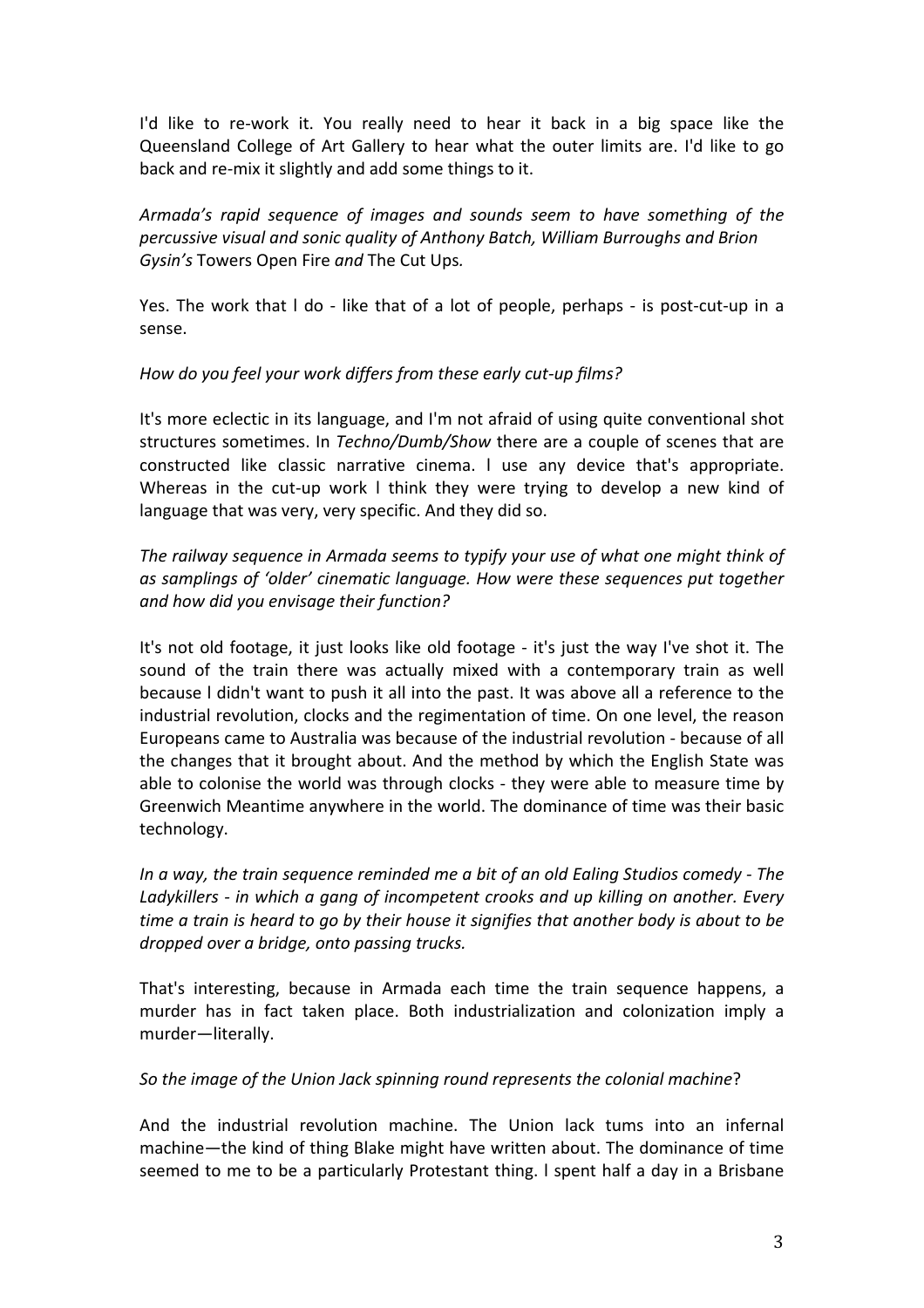I'd like to re-work it. You really need to hear it back in a big space like the Queensland College of Art Gallery to hear what the outer limits are. I'd like to go back and re-mix it slightly and add some things to it.

*Armada's rapid sequence of images and sounds seem to have something of the percussive visual and sonic quality of Anthony Batch, William Burroughs and Brion Gysin's* Towers Open Fire *and* The Cut Ups*.*

Yes. The work that l do - like that of a lot of people, perhaps - is post-cut-up in a sense.

*How do you feel your work differs from these early cut-up films?*

It's more eclectic in its language, and I'm not afraid of using quite conventional shot structures sometimes. In *Techno/Dumb/Show* there are a couple of scenes that are constructed like classic narrative cinema. l use any device that's appropriate. Whereas in the cut-up work l think they were trying to develop a new kind of language that was very, very specific. And they did so.

*The railway sequence in Armada seems to typify your use of what one might think of as samplings of 'older' cinematic language. How were these sequences put together and how did you envisage their function?*

It's not old footage, it just looks like old footage - it's just the way I've shot it. The sound of the train there was actually mixed with a contemporary train as well because l didn't want to push it all into the past. It was above all a reference to the industrial revolution, clocks and the regimentation of time. On one level, the reason Europeans came to Australia was because of the industrial revolution - because of all the changes that it brought about. And the method by which the English State was able to colonise the world was through clocks - they were able to measure time by Greenwich Meantime anywhere in the world. The dominance of time was their basic technology.

*In a way, the train sequence reminded me a bit of an old Ealing Studios comedy - The Ladykillers - in which a gang of incompetent crooks and up killing on another. Every time a train is heard to go by their house it signifies that another body is about to be dropped over a bridge, onto passing trucks.*

That's interesting, because in Armada each time the train sequence happens, a murder has in fact taken place. Both industrialization and colonization imply a murder—literally.

*So the image of the Union Jack spinning round represents the colonial machine*?

And the industrial revolution machine. The Union lack tums into an infernal machine—the kind of thing Blake might have written about. The dominance of time seemed to me to be a particularly Protestant thing. l spent half a day in a Brisbane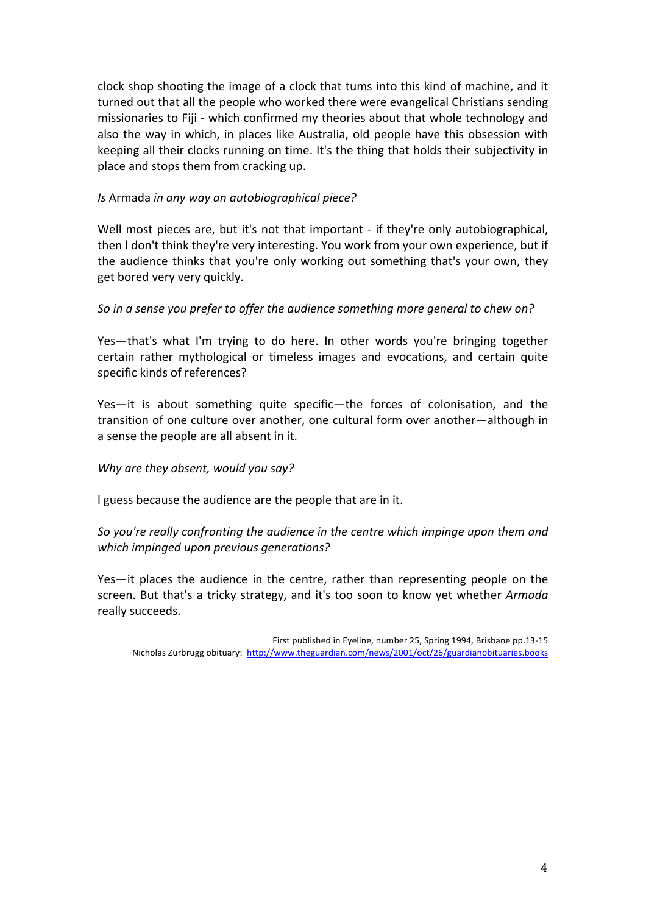clock shop shooting the image of a clock that tums into this kind of machine, and it turned out that all the people who worked there were evangelical Christians sending missionaries to Fiji - which confirmed my theories about that whole technology and also the way in which, in places like Australia, old people have this obsession with keeping all their clocks running on time. It's the thing that holds their subjectivity in place and stops them from cracking up.

*Is* Armada *in any way an autobiographical piece?*

Well most pieces are, but it's not that important - if they're only autobiographical, then l don't think they're very interesting. You work from your own experience, but if the audience thinks that you're only working out something that's your own, they get bored very very quickly.

*So in a sense you prefer to offer the audience something more general to chew on?*

Yes—that's what I'm trying to do here. In other words you're bringing together certain rather mythological or timeless images and evocations, and certain quite specific kinds of references?

Yes—it is about something quite specific—the forces of colonisation, and the transition of one culture over another, one cultural form over another—although in a sense the people are all absent in it.

*Why are they absent, would you say?*

l guess because the audience are the people that are in it.

*So you're really confronting the audience in the centre which impinge upon them and which impinged upon previous generations?*

Yes—it places the audience in the centre, rather than representing people on the screen. But that's a tricky strategy, and it's too soon to know yet whether *Armada* really succeeds.

First published in Eyeline, number 25, Spring 1994, Brisbane pp.13-15
Nicholas Zurbrugg obituary: http://www.theguardian.com/news/2001/oct/26/guardianobituaries.books